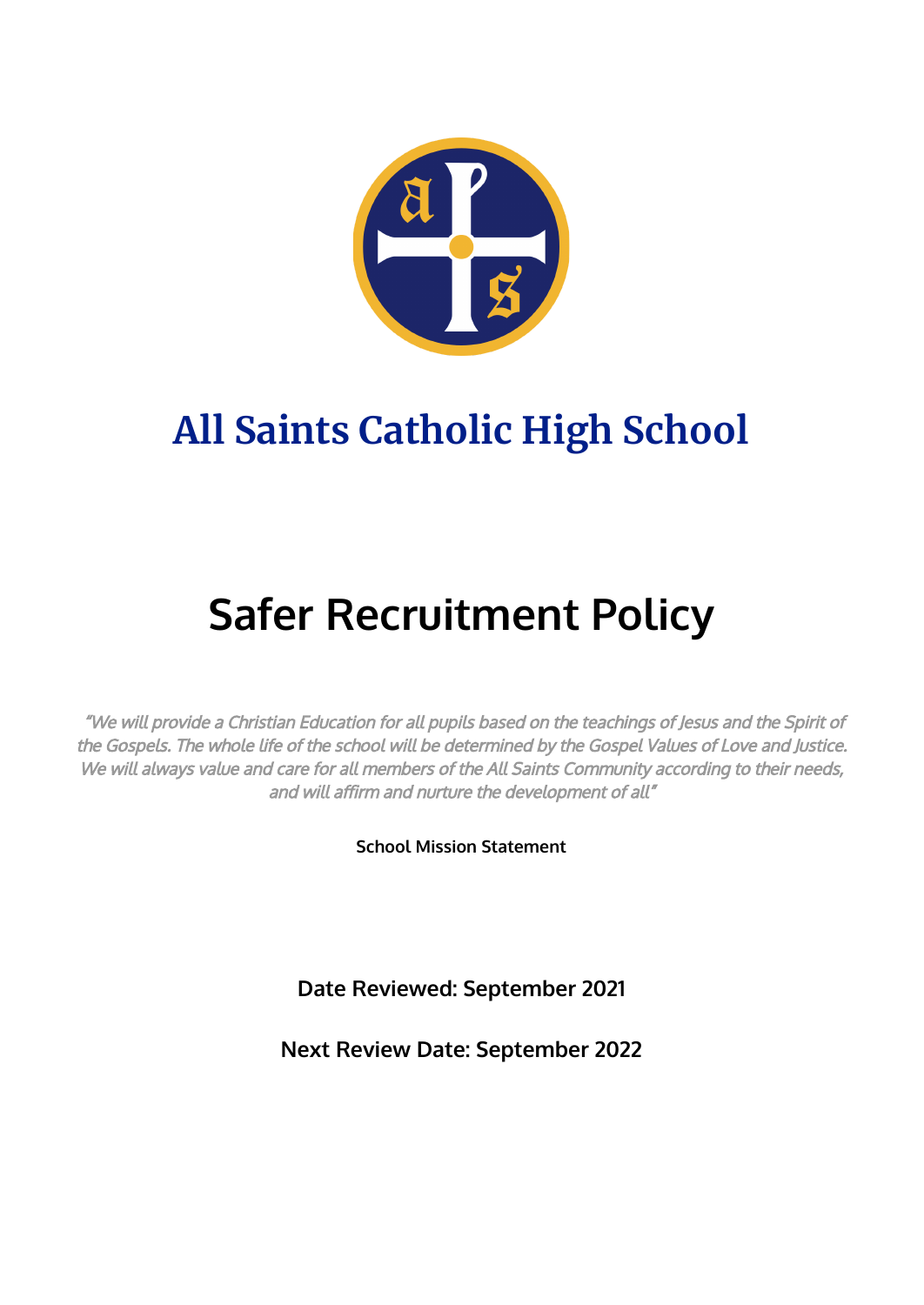# All Saints Catholic High School

# Safer Recruitment Policy

*"We will provide a Christian Education for all pupils based on the teachings of Jesus and the Spirit of the Gospels. The whole life of the school will be determined by the Gospel Values of Love and Justice. We will always value and care for all members of the All Saints Community according to their needs, and will affirm and nurture the development of all"*

**School Mission Statement**

**Date Reviewed: September 2021**

**Next Review Date: September 2022**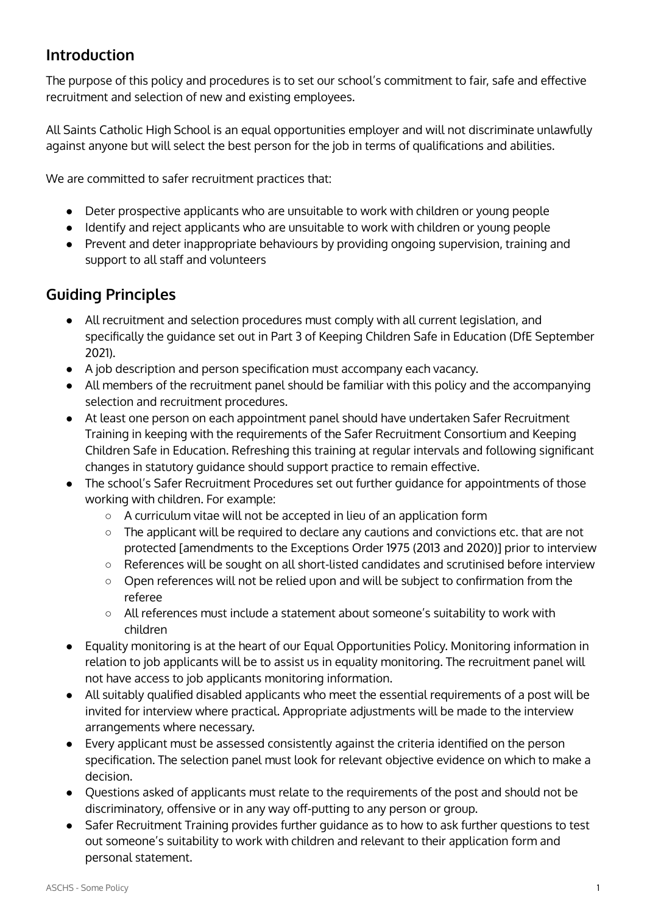## Introduction

The purpose of this policy and procedures is to set our school's commitment to fair, safe and effective recruitment and selection of new and existing employees.

All Saints Catholic High School is an equal opportunities employer and will not discriminate unlawfully against anyone but will select the best person for the job in terms of qualifications and abilities.

We are committed to safer recruitment practices that:

- Deter prospective applicants who are unsuitable to work with children or young people
- Identify and reject applicants who are unsuitable to work with children or young people
- Prevent and deter inappropriate behaviours by providing ongoing supervision, training and support to all staff and volunteers

## Guiding Principles

- All recruitment and selection procedures must comply with all current legislation, and specifically the guidance set out in Part 3 of Keeping Children Safe in Education (DfE September 2021).
- A job description and person specification must accompany each vacancy.
- All members of the recruitment panel should be familiar with this policy and the accompanying selection and recruitment procedures.
- At least one person on each appointment panel should have undertaken Safer Recruitment Training in keeping with the requirements of the Safer Recruitment Consortium and Keeping Children Safe in Education. Refreshing this training at regular intervals and following significant changes in statutory guidance should support practice to remain effective.
- The school's Safer Recruitment Procedures set out further guidance for appointments of those working with children. For example:
    - A curriculum vitae will not be accepted in lieu of an application form
    - The applicant will be required to declare any cautions and convictions etc. that are not protected [amendments to the Exceptions Order 1975 (2013 and 2020)] prior to interview
    - References will be sought on all short-listed candidates and scrutinised before interview
    - Open references will not be relied upon and will be subject to confirmation from the referee
    - All references must include a statement about someone's suitability to work with children
- Equality monitoring is at the heart of our Equal Opportunities Policy. Monitoring information in relation to job applicants will be to assist us in equality monitoring. The recruitment panel will not have access to job applicants monitoring information.
- All suitably qualified disabled applicants who meet the essential requirements of a post will be invited for interview where practical. Appropriate adjustments will be made to the interview arrangements where necessary.
- Every applicant must be assessed consistently against the criteria identified on the person specification. The selection panel must look for relevant objective evidence on which to make a decision.
- Questions asked of applicants must relate to the requirements of the post and should not be discriminatory, offensive or in any way off-putting to any person or group.
- Safer Recruitment Training provides further guidance as to how to ask further questions to test out someone's suitability to work with children and relevant to their application form and personal statement.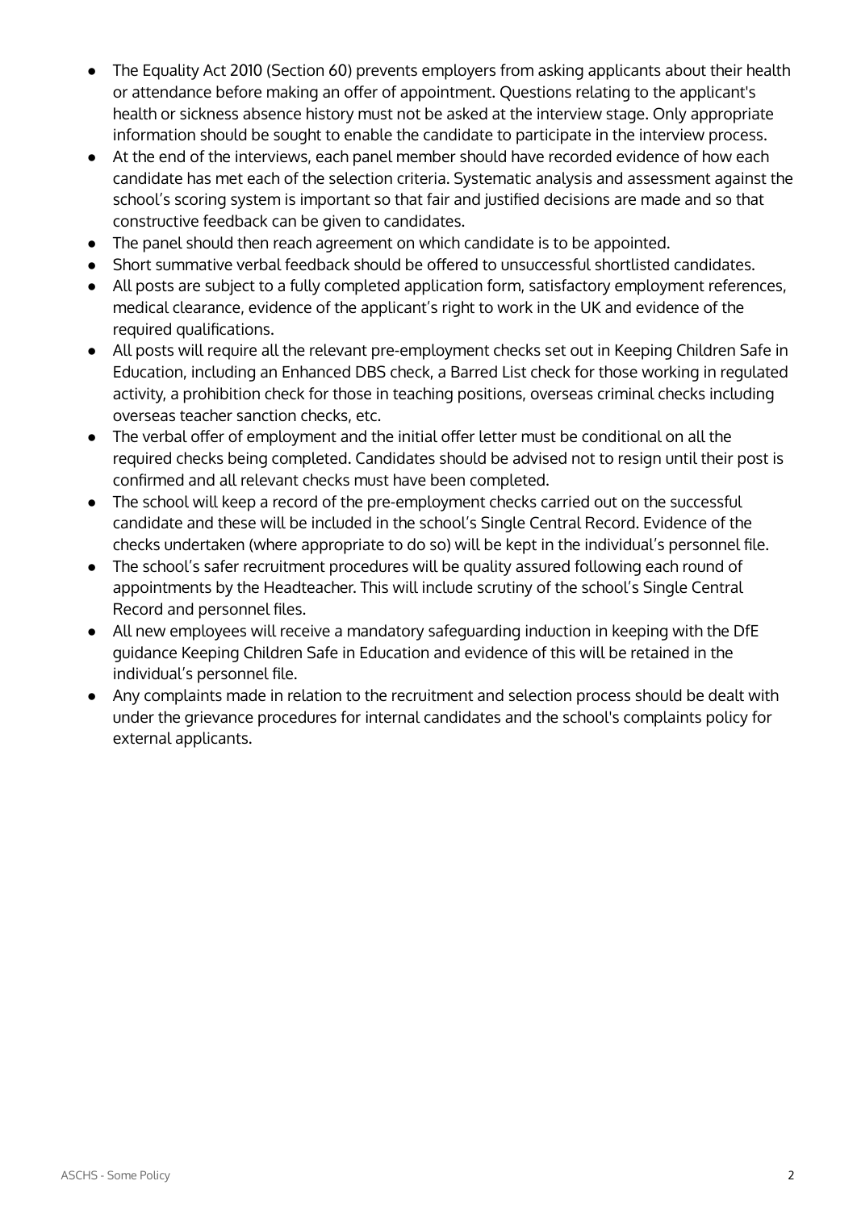- The Equality Act 2010 (Section 60) prevents employers from asking applicants about their health or attendance before making an offer of appointment. Questions relating to the applicant's health or sickness absence history must not be asked at the interview stage. Only appropriate information should be sought to enable the candidate to participate in the interview process.
- At the end of the interviews, each panel member should have recorded evidence of how each candidate has met each of the selection criteria. Systematic analysis and assessment against the school's scoring system is important so that fair and justified decisions are made and so that constructive feedback can be given to candidates.
- The panel should then reach agreement on which candidate is to be appointed.
- Short summative verbal feedback should be offered to unsuccessful shortlisted candidates.
- All posts are subject to a fully completed application form, satisfactory employment references, medical clearance, evidence of the applicant's right to work in the UK and evidence of the required qualifications.
- All posts will require all the relevant pre-employment checks set out in Keeping Children Safe in Education, including an Enhanced DBS check, a Barred List check for those working in regulated activity, a prohibition check for those in teaching positions, overseas criminal checks including overseas teacher sanction checks, etc.
- The verbal offer of employment and the initial offer letter must be conditional on all the required checks being completed. Candidates should be advised not to resign until their post is confirmed and all relevant checks must have been completed.
- The school will keep a record of the pre-employment checks carried out on the successful candidate and these will be included in the school's Single Central Record. Evidence of the checks undertaken (where appropriate to do so) will be kept in the individual's personnel file.
- The school's safer recruitment procedures will be quality assured following each round of appointments by the Headteacher. This will include scrutiny of the school's Single Central Record and personnel files.
- All new employees will receive a mandatory safeguarding induction in keeping with the DfE guidance Keeping Children Safe in Education and evidence of this will be retained in the individual's personnel file.
- Any complaints made in relation to the recruitment and selection process should be dealt with under the grievance procedures for internal candidates and the school's complaints policy for external applicants.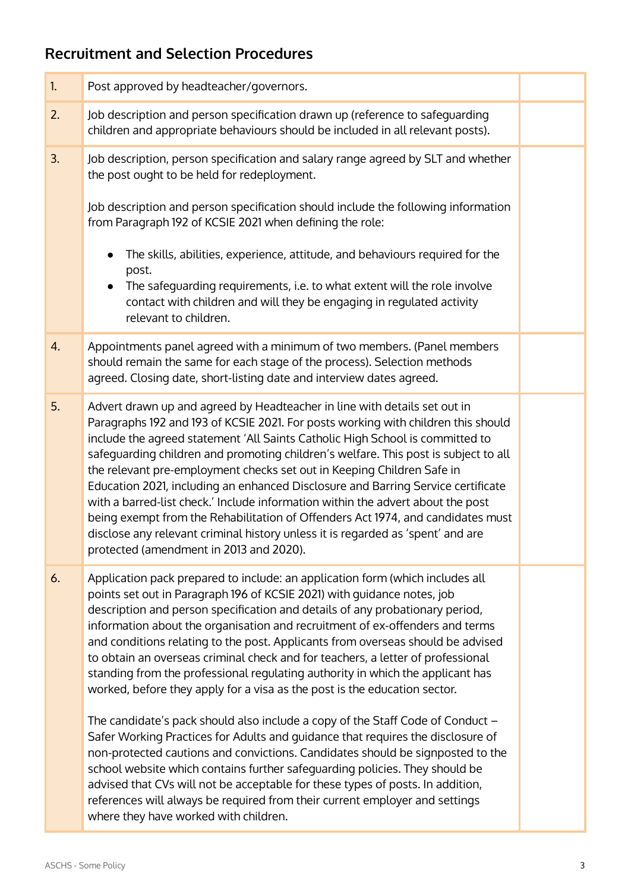## Recruitment and Selection Procedures

| | | |
|---|---|---|
| 1. | Post approved by headteacher/governors. | |
| 2. | Job description and person specification drawn up (reference to safeguarding children and appropriate behaviours should be included in all relevant posts). | |
| 3. | Job description, person specification and salary range agreed by SLT and whether the post ought to be held for redeployment.<br><br>Job description and person specification should include the following information from Paragraph 192 of KCSIE 2021 when defining the role:<br><br>● The skills, abilities, experience, attitude, and behaviours required for the post.<br>● The safeguarding requirements, i.e. to what extent will the role involve contact with children and will they be engaging in regulated activity relevant to children. | |
| 4. | Appointments panel agreed with a minimum of two members. (Panel members should remain the same for each stage of the process). Selection methods agreed. Closing date, short-listing date and interview dates agreed. | |
| 5. | Advert drawn up and agreed by Headteacher in line with details set out in Paragraphs 192 and 193 of KCSIE 2021. For posts working with children this should include the agreed statement 'All Saints Catholic High School is committed to safeguarding children and promoting children's welfare. This post is subject to all the relevant pre-employment checks set out in Keeping Children Safe in Education 2021, including an enhanced Disclosure and Barring Service certificate with a barred-list check.' Include information within the advert about the post being exempt from the Rehabilitation of Offenders Act 1974, and candidates must disclose any relevant criminal history unless it is regarded as 'spent' and are protected (amendment in 2013 and 2020). | |
| 6. | Application pack prepared to include: an application form (which includes all points set out in Paragraph 196 of KCSIE 2021) with guidance notes, job description and person specification and details of any probationary period, information about the organisation and recruitment of ex-offenders and terms and conditions relating to the post. Applicants from overseas should be advised to obtain an overseas criminal check and for teachers, a letter of professional standing from the professional regulating authority in which the applicant has worked, before they apply for a visa as the post is the education sector.<br><br>The candidate's pack should also include a copy of the Staff Code of Conduct – Safer Working Practices for Adults and guidance that requires the disclosure of non-protected cautions and convictions. Candidates should be signposted to the school website which contains further safeguarding policies. They should be advised that CVs will not be acceptable for these types of posts. In addition, references will always be required from their current employer and settings where they have worked with children. | |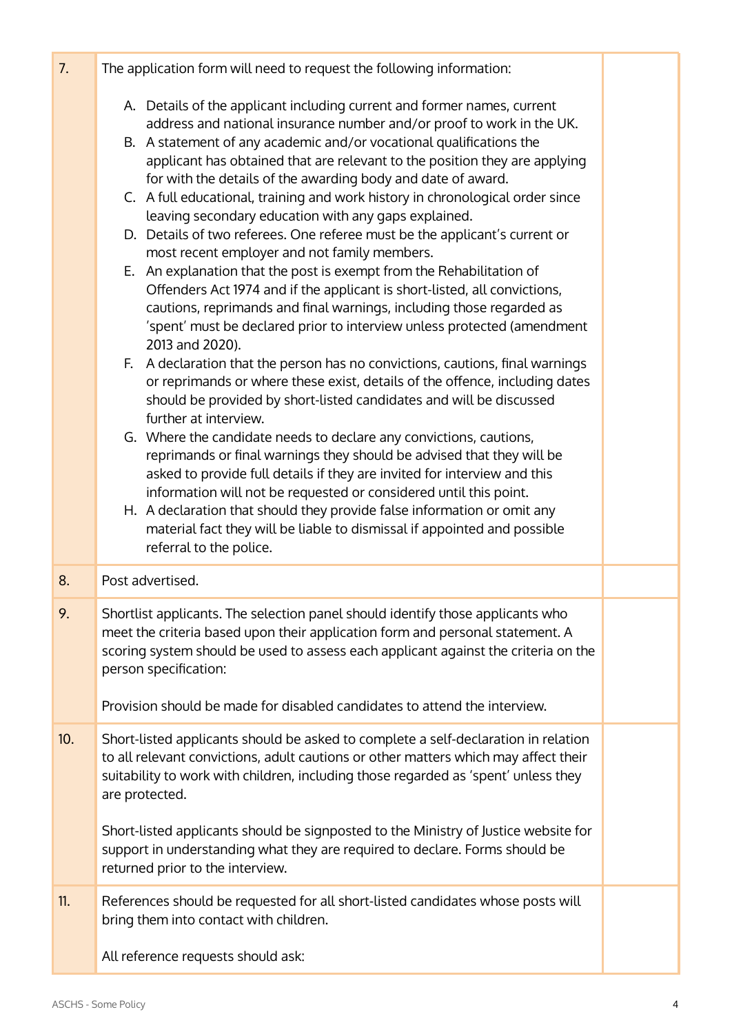| | | |
|---|---|---|
| 7. | The application form will need to request the following information:<br><br>A. Details of the applicant including current and former names, current address and national insurance number and/or proof to work in the UK.<br>B. A statement of any academic and/or vocational qualifications the applicant has obtained that are relevant to the position they are applying for with the details of the awarding body and date of award.<br>C. A full educational, training and work history in chronological order since leaving secondary education with any gaps explained.<br>D. Details of two referees. One referee must be the applicant's current or most recent employer and not family members.<br>E. An explanation that the post is exempt from the Rehabilitation of Offenders Act 1974 and if the applicant is short-listed, all convictions, cautions, reprimands and final warnings, including those regarded as 'spent' must be declared prior to interview unless protected (amendment 2013 and 2020).<br>F. A declaration that the person has no convictions, cautions, final warnings or reprimands or where these exist, details of the offence, including dates should be provided by short-listed candidates and will be discussed further at interview.<br>G. Where the candidate needs to declare any convictions, cautions, reprimands or final warnings they should be advised that they will be asked to provide full details if they are invited for interview and this information will not be requested or considered until this point.<br>H. A declaration that should they provide false information or omit any material fact they will be liable to dismissal if appointed and possible referral to the police. | |
| 8. | Post advertised. | |
| 9. | Shortlist applicants. The selection panel should identify those applicants who meet the criteria based upon their application form and personal statement. A scoring system should be used to assess each applicant against the criteria on the person specification:<br><br>Provision should be made for disabled candidates to attend the interview. | |
| 10. | Short-listed applicants should be asked to complete a self-declaration in relation to all relevant convictions, adult cautions or other matters which may affect their suitability to work with children, including those regarded as 'spent' unless they are protected.<br><br>Short-listed applicants should be signposted to the Ministry of Justice website for support in understanding what they are required to declare. Forms should be returned prior to the interview. | |
| 11. | References should be requested for all short-listed candidates whose posts will bring them into contact with children.<br><br>All reference requests should ask: | |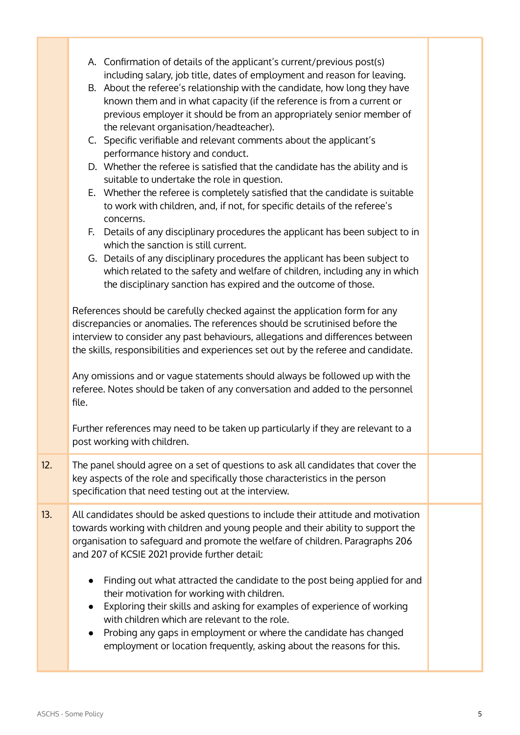| | | |
|---|---|---|
| | A. Confirmation of details of the applicant's current/previous post(s) including salary, job title, dates of employment and reason for leaving.<br>B. About the referee's relationship with the candidate, how long they have known them and in what capacity (if the reference is from a current or previous employer it should be from an appropriately senior member of the relevant organisation/headteacher).<br>C. Specific verifiable and relevant comments about the applicant's performance history and conduct.<br>D. Whether the referee is satisfied that the candidate has the ability and is suitable to undertake the role in question.<br>E. Whether the referee is completely satisfied that the candidate is suitable to work with children, and, if not, for specific details of the referee's concerns.<br>F. Details of any disciplinary procedures the applicant has been subject to in which the sanction is still current.<br>G. Details of any disciplinary procedures the applicant has been subject to which related to the safety and welfare of children, including any in which the disciplinary sanction has expired and the outcome of those.<br><br>References should be carefully checked against the application form for any discrepancies or anomalies. The references should be scrutinised before the interview to consider any past behaviours, allegations and differences between the skills, responsibilities and experiences set out by the referee and candidate.<br><br>Any omissions and or vague statements should always be followed up with the referee. Notes should be taken of any conversation and added to the personnel file.<br><br>Further references may need to be taken up particularly if they are relevant to a post working with children. | |
| 12. | The panel should agree on a set of questions to ask all candidates that cover the key aspects of the role and specifically those characteristics in the person specification that need testing out at the interview. | |
| 13. | All candidates should be asked questions to include their attitude and motivation towards working with children and young people and their ability to support the organisation to safeguard and promote the welfare of children. Paragraphs 206 and 207 of KCSIE 2021 provide further detail:<br><br>• Finding out what attracted the candidate to the post being applied for and their motivation for working with children.<br>• Exploring their skills and asking for examples of experience of working with children which are relevant to the role.<br>• Probing any gaps in employment or where the candidate has changed employment or location frequently, asking about the reasons for this. | |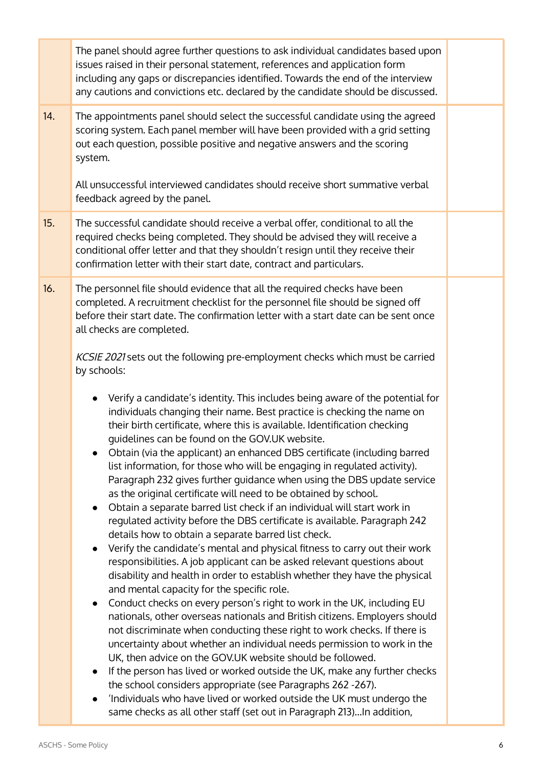|  |  |  |
|---|---|---|
|  | The panel should agree further questions to ask individual candidates based upon issues raised in their personal statement, references and application form including any gaps or discrepancies identified. Towards the end of the interview any cautions and convictions etc. declared by the candidate should be discussed. |  |
| 14. | The appointments panel should select the successful candidate using the agreed scoring system. Each panel member will have been provided with a grid setting out each question, possible positive and negative answers and the scoring system.<br><br>All unsuccessful interviewed candidates should receive short summative verbal feedback agreed by the panel. |  |
| 15. | The successful candidate should receive a verbal offer, conditional to all the required checks being completed. They should be advised they will receive a conditional offer letter and that they shouldn't resign until they receive their confirmation letter with their start date, contract and particulars. |  |
| 16. | The personnel file should evidence that all the required checks have been completed. A recruitment checklist for the personnel file should be signed off before their start date. The confirmation letter with a start date can be sent once all checks are completed.<br><br>*KCSIE 2021* sets out the following pre-employment checks which must be carried by schools:<br><br>• Verify a candidate's identity. This includes being aware of the potential for individuals changing their name. Best practice is checking the name on their birth certificate, where this is available. Identification checking guidelines can be found on the GOV.UK website.<br>• Obtain (via the applicant) an enhanced DBS certificate (including barred list information, for those who will be engaging in regulated activity). Paragraph 232 gives further guidance when using the DBS update service as the original certificate will need to be obtained by school.<br>• Obtain a separate barred list check if an individual will start work in regulated activity before the DBS certificate is available. Paragraph 242 details how to obtain a separate barred list check.<br>• Verify the candidate's mental and physical fitness to carry out their work responsibilities. A job applicant can be asked relevant questions about disability and health in order to establish whether they have the physical and mental capacity for the specific role.<br>• Conduct checks on every person's right to work in the UK, including EU nationals, other overseas nationals and British citizens. Employers should not discriminate when conducting these right to work checks. If there is uncertainty about whether an individual needs permission to work in the UK, then advice on the GOV.UK website should be followed.<br>• If the person has lived or worked outside the UK, make any further checks the school considers appropriate (see Paragraphs 262 -267).<br>• 'Individuals who have lived or worked outside the UK must undergo the same checks as all other staff (set out in Paragraph 213)...In addition, |  |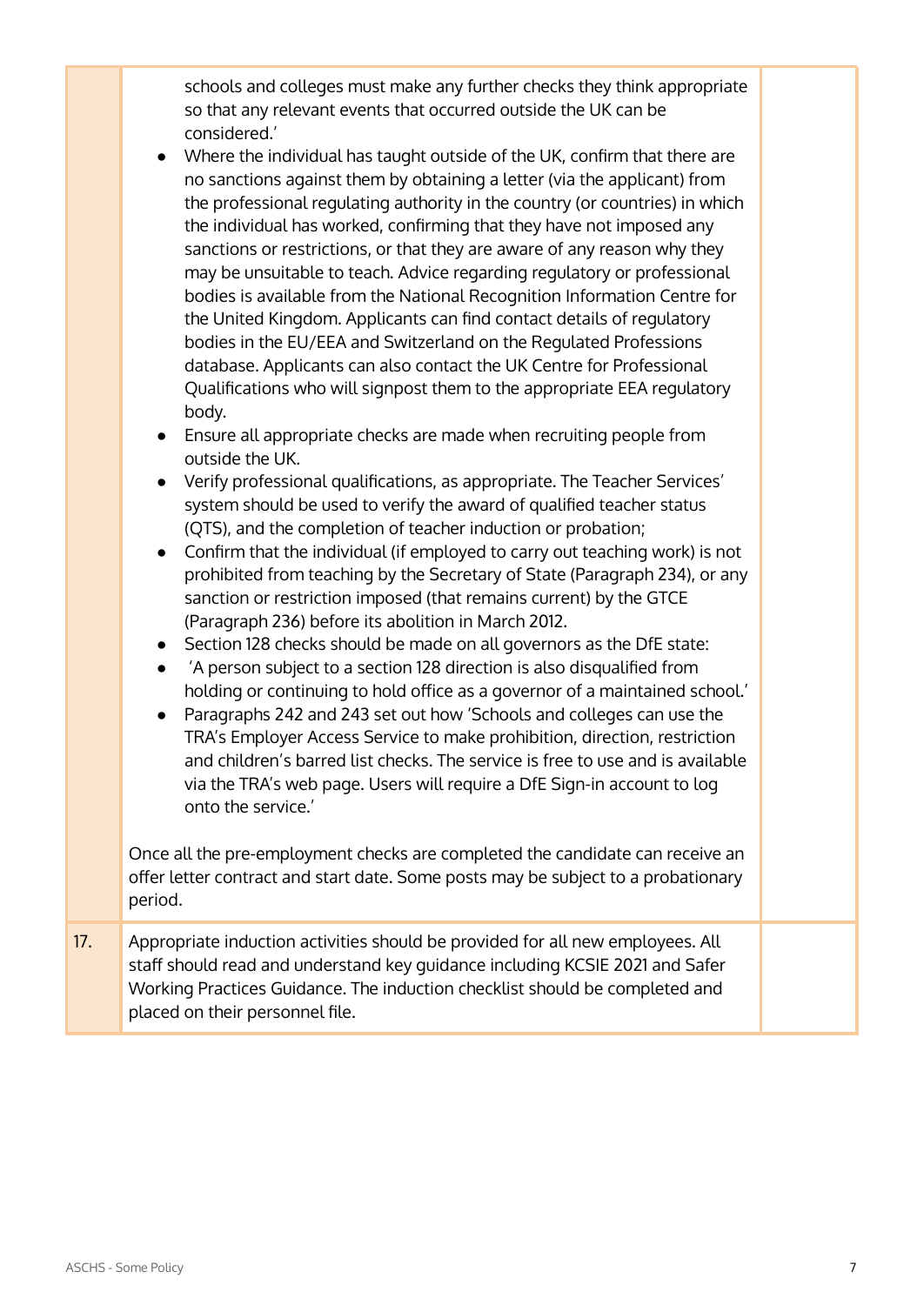| | | |
|---|---|---|
| | schools and colleges must make any further checks they think appropriate so that any relevant events that occurred outside the UK can be considered.'<br>● Where the individual has taught outside of the UK, confirm that there are no sanctions against them by obtaining a letter (via the applicant) from the professional regulating authority in the country (or countries) in which the individual has worked, confirming that they have not imposed any sanctions or restrictions, or that they are aware of any reason why they may be unsuitable to teach. Advice regarding regulatory or professional bodies is available from the National Recognition Information Centre for the United Kingdom. Applicants can find contact details of regulatory bodies in the EU/EEA and Switzerland on the Regulated Professions database. Applicants can also contact the UK Centre for Professional Qualifications who will signpost them to the appropriate EEA regulatory body.<br>● Ensure all appropriate checks are made when recruiting people from outside the UK.<br>● Verify professional qualifications, as appropriate. The Teacher Services' system should be used to verify the award of qualified teacher status (QTS), and the completion of teacher induction or probation;<br>● Confirm that the individual (if employed to carry out teaching work) is not prohibited from teaching by the Secretary of State (Paragraph 234), or any sanction or restriction imposed (that remains current) by the GTCE (Paragraph 236) before its abolition in March 2012.<br>● Section 128 checks should be made on all governors as the DfE state:<br>● 'A person subject to a section 128 direction is also disqualified from holding or continuing to hold office as a governor of a maintained school.'<br>● Paragraphs 242 and 243 set out how 'Schools and colleges can use the TRA's Employer Access Service to make prohibition, direction, restriction and children's barred list checks. The service is free to use and is available via the TRA's web page. Users will require a DfE Sign-in account to log onto the service.'<br><br>Once all the pre-employment checks are completed the candidate can receive an offer letter contract and start date. Some posts may be subject to a probationary period. | |
| 17. | Appropriate induction activities should be provided for all new employees. All staff should read and understand key guidance including KCSIE 2021 and Safer Working Practices Guidance. The induction checklist should be completed and placed on their personnel file. | |